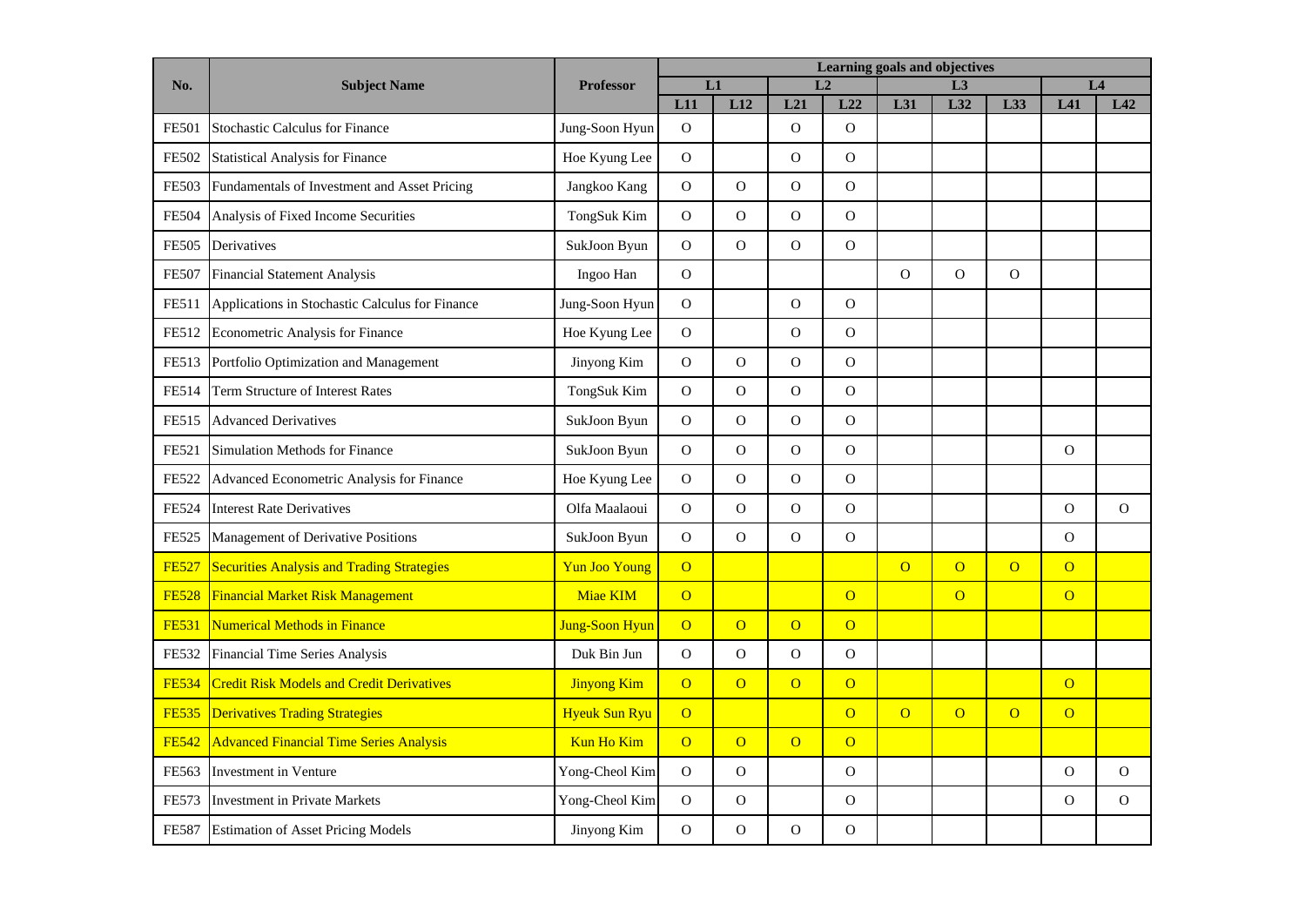| No. | Subject Name | Professor | Learning goals and objectives | | | | | | | | |
|---|---|---|---|---|---|---|---|---|---|---|---|
| | | | L1 | | L2 | | L3 | | | L4 | |
| | | | L11 | L12 | L21 | L22 | L31 | L32 | L33 | L41 | L42 |
| FE501 | Stochastic Calculus for Finance | Jung-Soon Hyun | O | | O | O | | | | | |
| FE502 | Statistical Analysis for Finance | Hoe Kyung Lee | O | | O | O | | | | | |
| FE503 | Fundamentals of Investment and Asset Pricing | Jangkoo Kang | O | O | O | O | | | | | |
| FE504 | Analysis of Fixed Income Securities | TongSuk Kim | O | O | O | O | | | | | |
| FE505 | Derivatives | SukJoon Byun | O | O | O | O | | | | | |
| FE507 | Financial Statement Analysis | Ingoo Han | O | | | | O | O | O | | |
| FE511 | Applications in Stochastic Calculus for Finance | Jung-Soon Hyun | O | | O | O | | | | | |
| FE512 | Econometric Analysis for Finance | Hoe Kyung Lee | O | | O | O | | | | | |
| FE513 | Portfolio Optimization and Management | Jinyong Kim | O | O | O | O | | | | | |
| FE514 | Term Structure of Interest Rates | TongSuk Kim | O | O | O | O | | | | | |
| FE515 | Advanced Derivatives | SukJoon Byun | O | O | O | O | | | | | |
| FE521 | Simulation Methods for Finance | SukJoon Byun | O | O | O | O | | | | O | |
| FE522 | Advanced Econometric Analysis for Finance | Hoe Kyung Lee | O | O | O | O | | | | | |
| FE524 | Interest Rate Derivatives | Olfa Maalaoui | O | O | O | O | | | | O | O |
| FE525 | Management of Derivative Positions | SukJoon Byun | O | O | O | O | | | | O | |
| FE527 | Securities Analysis and Trading Strategies | Yun Joo Young | O | | | | O | O | O | O | |
| FE528 | Financial Market Risk Management | Miae KIM | O | | | O | | O | | O | |
| FE531 | Numerical Methods in Finance | Jung-Soon Hyun | O | O | O | O | | | | | |
| FE532 | Financial Time Series Analysis | Duk Bin Jun | O | O | O | O | | | | | |
| FE534 | Credit Risk Models and Credit Derivatives | Jinyong Kim | O | O | O | O | | | | O | |
| FE535 | Derivatives Trading Strategies | Hyeuk Sun Ryu | O | | | O | O | O | O | O | |
| FE542 | Advanced Financial Time Series Analysis | Kun Ho Kim | O | O | O | O | | | | | |
| FE563 | Investment in Venture | Yong-Cheol Kim | O | O | | O | | | | O | O |
| FE573 | Investment in Private Markets | Yong-Cheol Kim | O | O | | O | | | | O | O |
| FE587 | Estimation of Asset Pricing Models | Jinyong Kim | O | O | O | O | | | | | |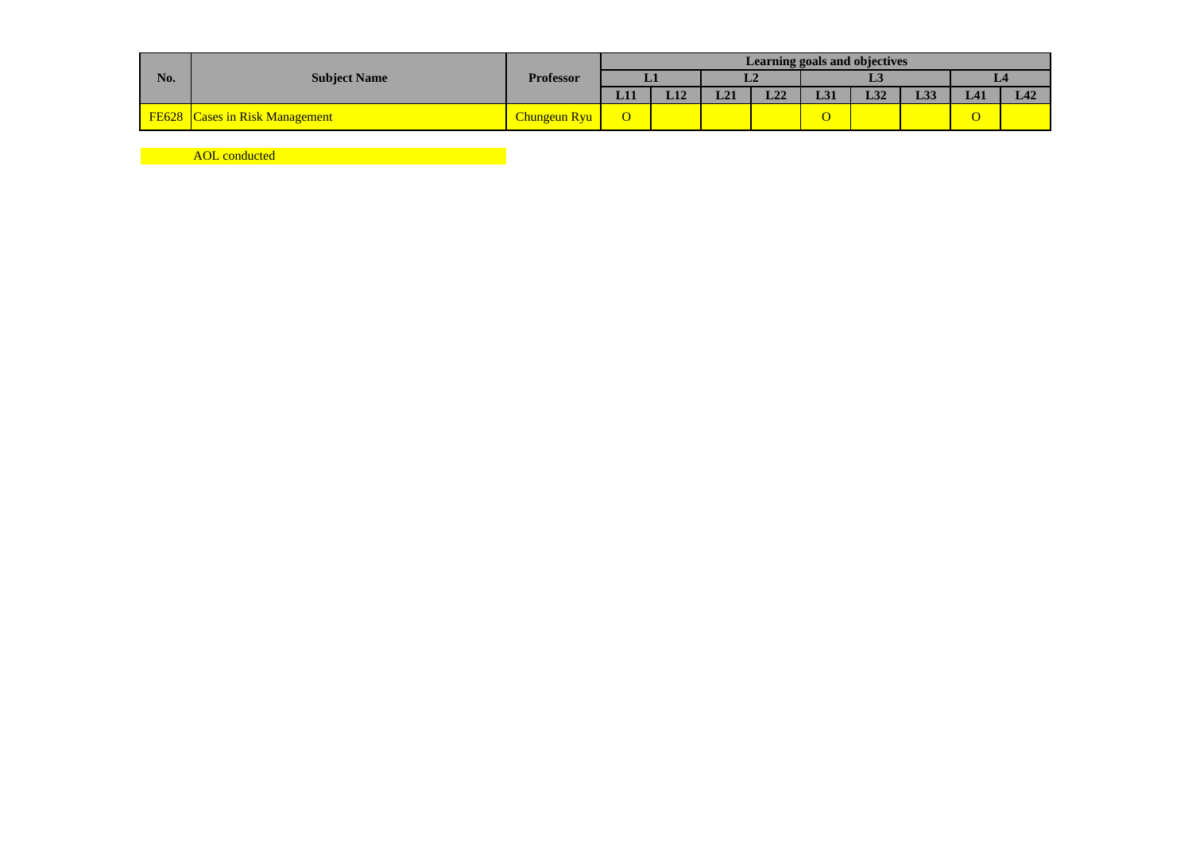| No. | Subject Name | Professor | Learning goals and objectives | | | | | | | | |
|---|---|---|---|---|---|---|---|---|---|---|---|
| | | | L1 | | L2 | | L3 | | | L4 | |
| | | | L11 | L12 | L21 | L22 | L31 | L32 | L33 | L41 | L42 |
| FE628 | Cases in Risk Management | Chungeun Ryu | O | | | | O | | | O | |

AOL conducted